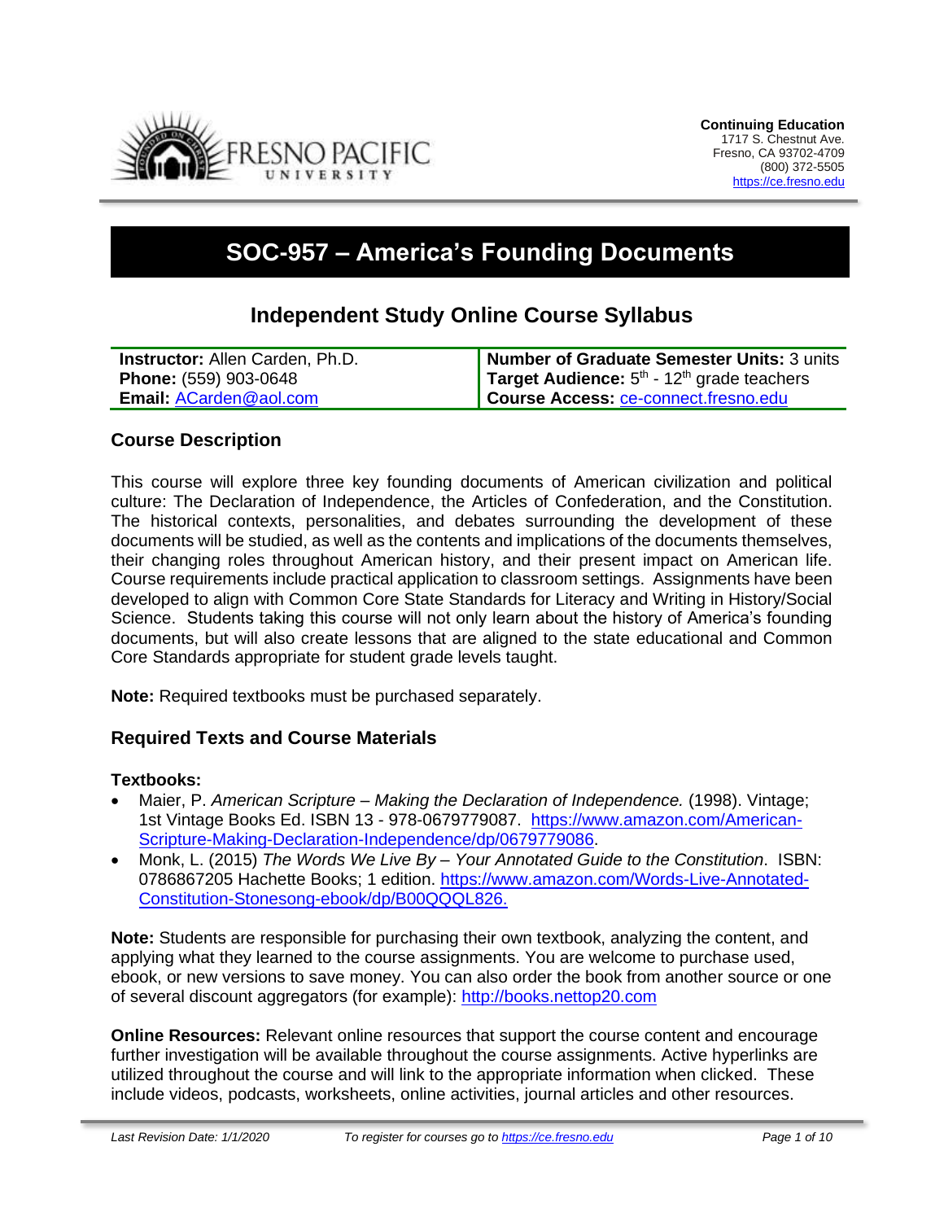**Continuing Education**
1717 S. Chestnut Ave.
Fresno, CA 93702-4709
(800) 372-5505
https://ce.fresno.edu

# SOC-957 – America's Founding Documents

## Independent Study Online Course Syllabus

| **Instructor:** Allen Carden, Ph.D. | **Number of Graduate Semester Units:** 3 units |
|---|---|
| **Phone:** (559) 903-0648 | **Target Audience:** 5th - 12th grade teachers |
| **Email:** ACarden@aol.com | **Course Access:** ce-connect.fresno.edu |

### Course Description

This course will explore three key founding documents of American civilization and political culture: The Declaration of Independence, the Articles of Confederation, and the Constitution. The historical contexts, personalities, and debates surrounding the development of these documents will be studied, as well as the contents and implications of the documents themselves, their changing roles throughout American history, and their present impact on American life. Course requirements include practical application to classroom settings. Assignments have been developed to align with Common Core State Standards for Literacy and Writing in History/Social Science. Students taking this course will not only learn about the history of America's founding documents, but will also create lessons that are aligned to the state educational and Common Core Standards appropriate for student grade levels taught.

**Note:** Required textbooks must be purchased separately.

### Required Texts and Course Materials

**Textbooks:**

- Maier, P. *American Scripture – Making the Declaration of Independence.* (1998). Vintage; 1st Vintage Books Ed. ISBN 13 - 978-0679779087. https://www.amazon.com/American-Scripture-Making-Declaration-Independence/dp/0679779086.
- Monk, L. (2015) *The Words We Live By – Your Annotated Guide to the Constitution.* ISBN: 0786867205 Hachette Books; 1 edition. https://www.amazon.com/Words-Live-Annotated-Constitution-Stonesong-ebook/dp/B00QQQL826.

**Note:** Students are responsible for purchasing their own textbook, analyzing the content, and applying what they learned to the course assignments. You are welcome to purchase used, ebook, or new versions to save money. You can also order the book from another source or one of several discount aggregators (for example): http://books.nettop20.com

**Online Resources:** Relevant online resources that support the course content and encourage further investigation will be available throughout the course assignments. Active hyperlinks are utilized throughout the course and will link to the appropriate information when clicked. These include videos, podcasts, worksheets, online activities, journal articles and other resources.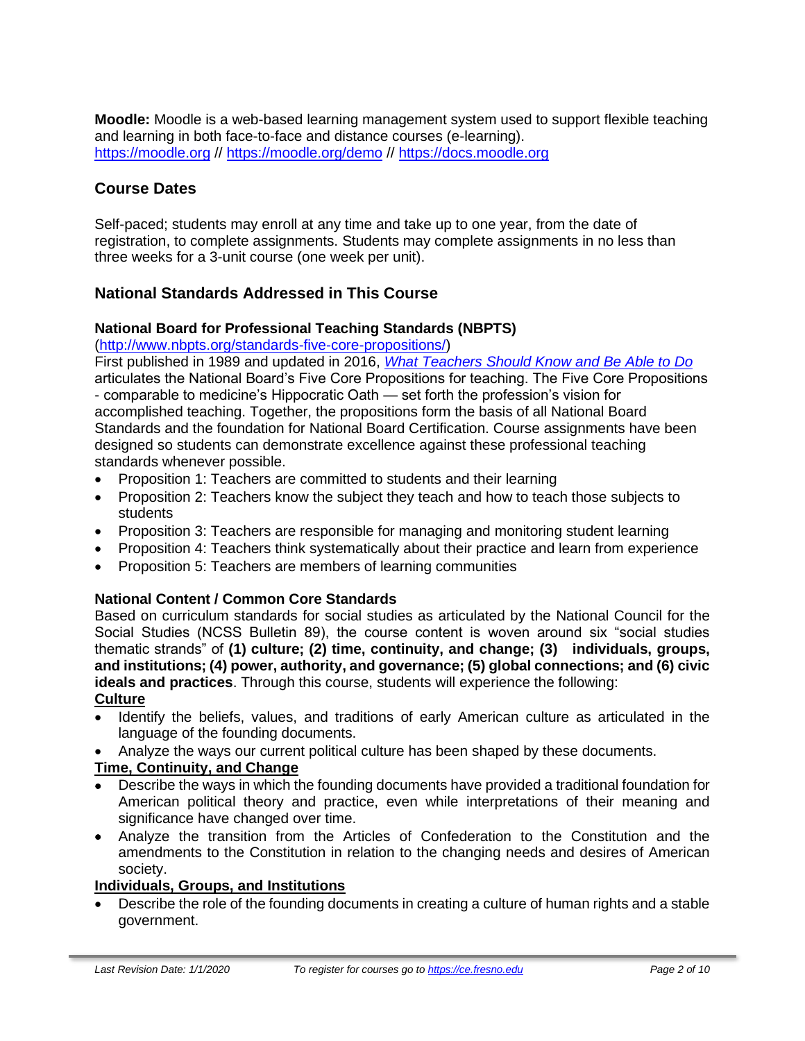**Moodle:** Moodle is a web-based learning management system used to support flexible teaching and learning in both face-to-face and distance courses (e-learning).
https://moodle.org // https://moodle.org/demo // https://docs.moodle.org

## Course Dates

Self-paced; students may enroll at any time and take up to one year, from the date of registration, to complete assignments. Students may complete assignments in no less than three weeks for a 3-unit course (one week per unit).

## National Standards Addressed in This Course

### National Board for Professional Teaching Standards (NBPTS)

(http://www.nbpts.org/standards-five-core-propositions/)
First published in 1989 and updated in 2016, *What Teachers Should Know and Be Able to Do* articulates the National Board's Five Core Propositions for teaching. The Five Core Propositions - comparable to medicine's Hippocratic Oath — set forth the profession's vision for accomplished teaching. Together, the propositions form the basis of all National Board Standards and the foundation for National Board Certification. Course assignments have been designed so students can demonstrate excellence against these professional teaching standards whenever possible.

- Proposition 1: Teachers are committed to students and their learning
- Proposition 2: Teachers know the subject they teach and how to teach those subjects to students
- Proposition 3: Teachers are responsible for managing and monitoring student learning
- Proposition 4: Teachers think systematically about their practice and learn from experience
- Proposition 5: Teachers are members of learning communities

### National Content / Common Core Standards

Based on curriculum standards for social studies as articulated by the National Council for the Social Studies (NCSS Bulletin 89), the course content is woven around six "social studies thematic strands" of **(1) culture; (2) time, continuity, and change; (3) individuals, groups, and institutions; (4) power, authority, and governance; (5) global connections; and (6) civic ideals and practices**. Through this course, students will experience the following:

**Culture**

- Identify the beliefs, values, and traditions of early American culture as articulated in the language of the founding documents.
- Analyze the ways our current political culture has been shaped by these documents.

**Time, Continuity, and Change**

- Describe the ways in which the founding documents have provided a traditional foundation for American political theory and practice, even while interpretations of their meaning and significance have changed over time.
- Analyze the transition from the Articles of Confederation to the Constitution and the amendments to the Constitution in relation to the changing needs and desires of American society.

**Individuals, Groups, and Institutions**

- Describe the role of the founding documents in creating a culture of human rights and a stable government.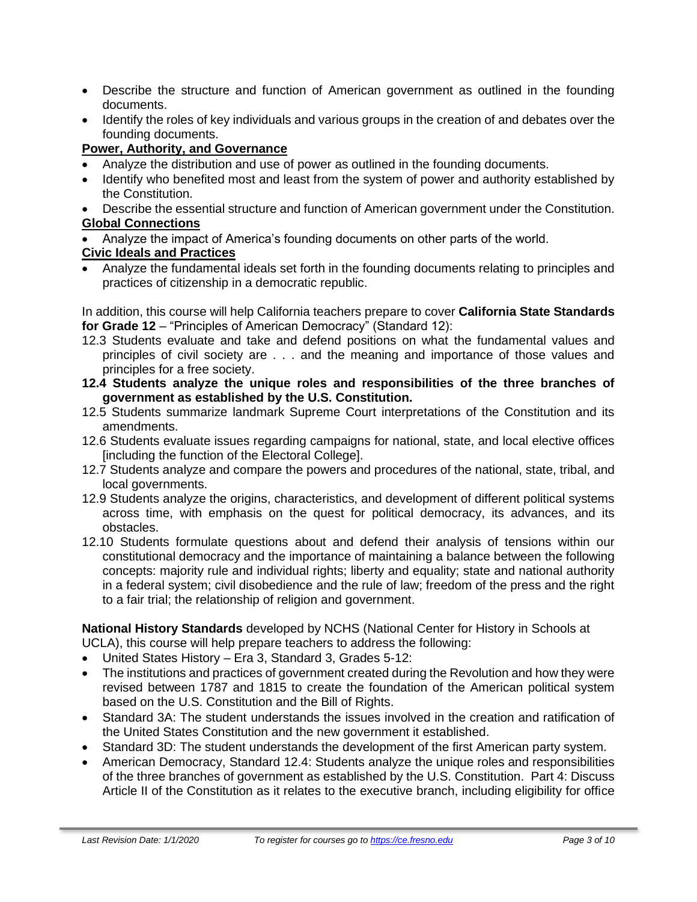- Describe the structure and function of American government as outlined in the founding documents.
- Identify the roles of key individuals and various groups in the creation of and debates over the founding documents.

**Power, Authority, and Governance**

- Analyze the distribution and use of power as outlined in the founding documents.
- Identify who benefited most and least from the system of power and authority established by the Constitution.
- Describe the essential structure and function of American government under the Constitution.

**Global Connections**

- Analyze the impact of America's founding documents on other parts of the world.

**Civic Ideals and Practices**

- Analyze the fundamental ideals set forth in the founding documents relating to principles and practices of citizenship in a democratic republic.

In addition, this course will help California teachers prepare to cover **California State Standards for Grade 12** – "Principles of American Democracy" (Standard 12):

12.3 Students evaluate and take and defend positions on what the fundamental values and principles of civil society are . . . and the meaning and importance of those values and principles for a free society.

**12.4 Students analyze the unique roles and responsibilities of the three branches of government as established by the U.S. Constitution.**

12.5 Students summarize landmark Supreme Court interpretations of the Constitution and its amendments.

12.6 Students evaluate issues regarding campaigns for national, state, and local elective offices [including the function of the Electoral College].

12.7 Students analyze and compare the powers and procedures of the national, state, tribal, and local governments.

12.9 Students analyze the origins, characteristics, and development of different political systems across time, with emphasis on the quest for political democracy, its advances, and its obstacles.

12.10 Students formulate questions about and defend their analysis of tensions within our constitutional democracy and the importance of maintaining a balance between the following concepts: majority rule and individual rights; liberty and equality; state and national authority in a federal system; civil disobedience and the rule of law; freedom of the press and the right to a fair trial; the relationship of religion and government.

**National History Standards** developed by NCHS (National Center for History in Schools at UCLA), this course will help prepare teachers to address the following:

- United States History – Era 3, Standard 3, Grades 5-12:
- The institutions and practices of government created during the Revolution and how they were revised between 1787 and 1815 to create the foundation of the American political system based on the U.S. Constitution and the Bill of Rights.
- Standard 3A: The student understands the issues involved in the creation and ratification of the United States Constitution and the new government it established.
- Standard 3D: The student understands the development of the first American party system.
- American Democracy, Standard 12.4: Students analyze the unique roles and responsibilities of the three branches of government as established by the U.S. Constitution. Part 4: Discuss Article II of the Constitution as it relates to the executive branch, including eligibility for office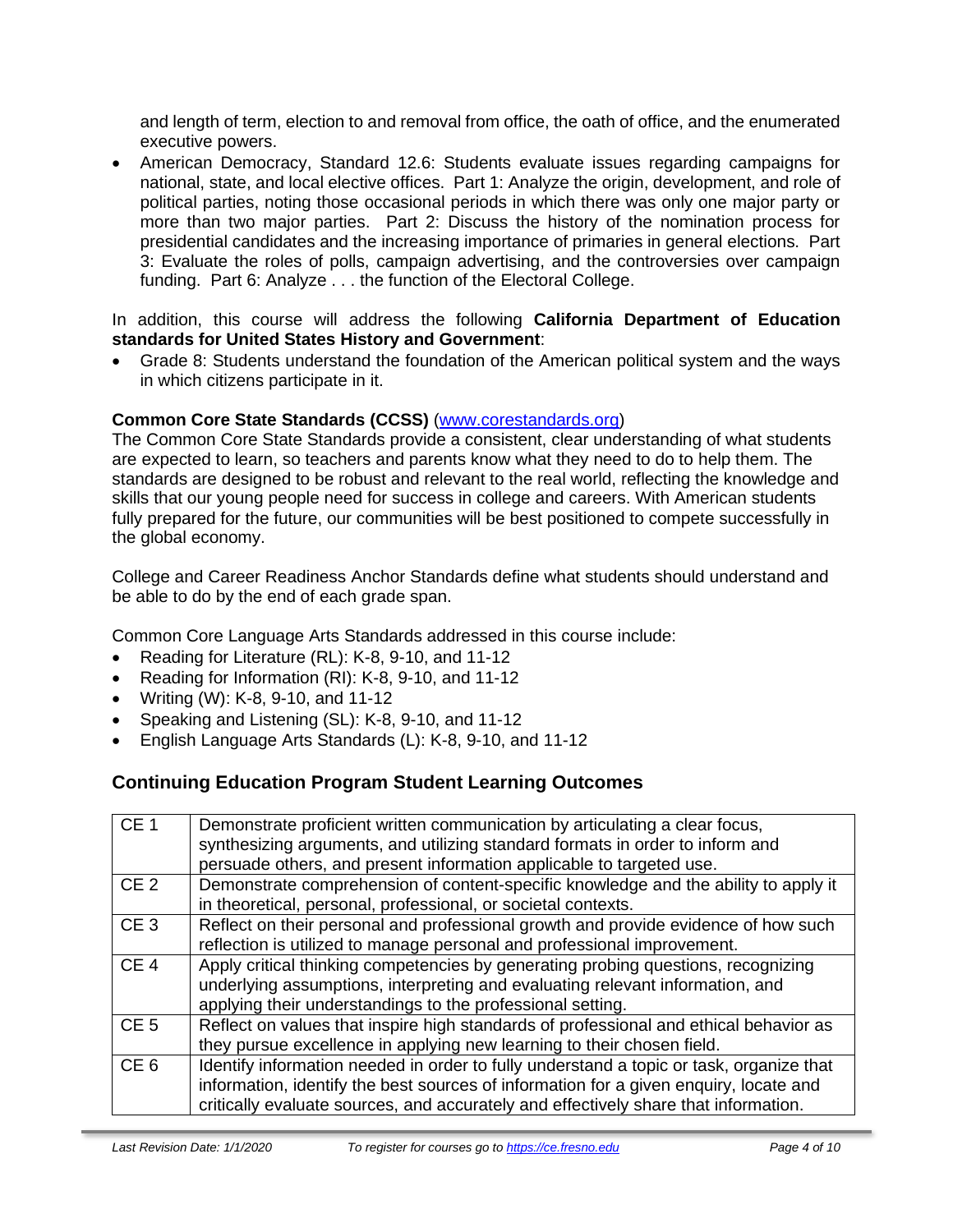and length of term, election to and removal from office, the oath of office, and the enumerated executive powers.

- American Democracy, Standard 12.6: Students evaluate issues regarding campaigns for national, state, and local elective offices. Part 1: Analyze the origin, development, and role of political parties, noting those occasional periods in which there was only one major party or more than two major parties. Part 2: Discuss the history of the nomination process for presidential candidates and the increasing importance of primaries in general elections. Part 3: Evaluate the roles of polls, campaign advertising, and the controversies over campaign funding. Part 6: Analyze . . . the function of the Electoral College.

In addition, this course will address the following **California Department of Education standards for United States History and Government**:

- Grade 8: Students understand the foundation of the American political system and the ways in which citizens participate in it.

**Common Core State Standards (CCSS)** ([www.corestandards.org](http://www.corestandards.org))
The Common Core State Standards provide a consistent, clear understanding of what students are expected to learn, so teachers and parents know what they need to do to help them. The standards are designed to be robust and relevant to the real world, reflecting the knowledge and skills that our young people need for success in college and careers. With American students fully prepared for the future, our communities will be best positioned to compete successfully in the global economy.

College and Career Readiness Anchor Standards define what students should understand and be able to do by the end of each grade span.

Common Core Language Arts Standards addressed in this course include:

- Reading for Literature (RL): K-8, 9-10, and 11-12
- Reading for Information (RI): K-8, 9-10, and 11-12
- Writing (W): K-8, 9-10, and 11-12
- Speaking and Listening (SL): K-8, 9-10, and 11-12
- English Language Arts Standards (L): K-8, 9-10, and 11-12

## Continuing Education Program Student Learning Outcomes

| | |
|---|---|
| CE 1 | Demonstrate proficient written communication by articulating a clear focus, synthesizing arguments, and utilizing standard formats in order to inform and persuade others, and present information applicable to targeted use. |
| CE 2 | Demonstrate comprehension of content-specific knowledge and the ability to apply it in theoretical, personal, professional, or societal contexts. |
| CE 3 | Reflect on their personal and professional growth and provide evidence of how such reflection is utilized to manage personal and professional improvement. |
| CE 4 | Apply critical thinking competencies by generating probing questions, recognizing underlying assumptions, interpreting and evaluating relevant information, and applying their understandings to the professional setting. |
| CE 5 | Reflect on values that inspire high standards of professional and ethical behavior as they pursue excellence in applying new learning to their chosen field. |
| CE 6 | Identify information needed in order to fully understand a topic or task, organize that information, identify the best sources of information for a given enquiry, locate and critically evaluate sources, and accurately and effectively share that information. |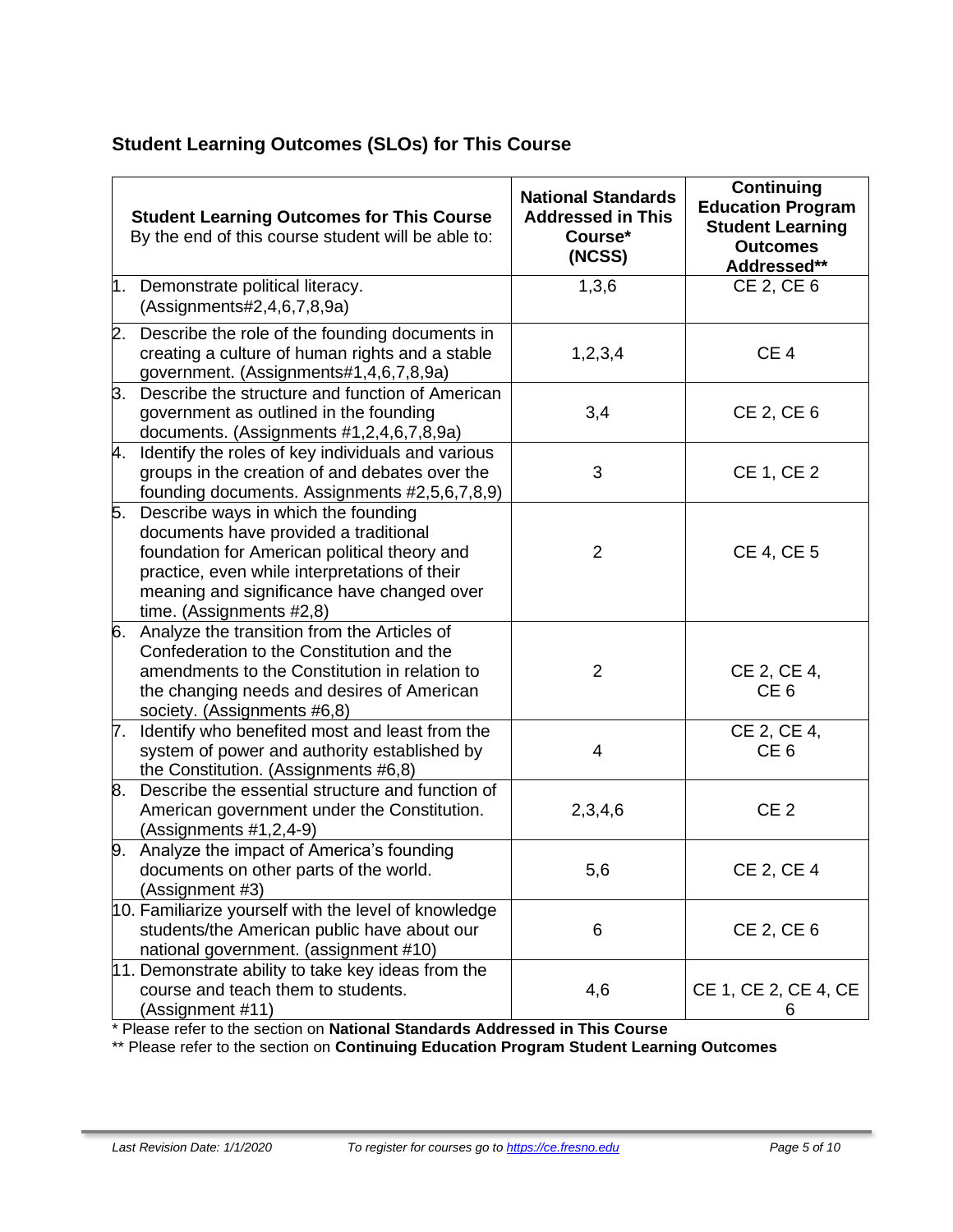## Student Learning Outcomes (SLOs) for This Course

| **Student Learning Outcomes for This Course** By the end of this course student will be able to: | **National Standards Addressed in This Course* (NCSS)** | **Continuing Education Program Student Learning Outcomes Addressed**** |
|---|---|---|
| 1. Demonstrate political literacy. (Assignments#2,4,6,7,8,9a) | 1,3,6 | CE 2, CE 6 |
| 2. Describe the role of the founding documents in creating a culture of human rights and a stable government. (Assignments#1,4,6,7,8,9a) | 1,2,3,4 | CE 4 |
| 3. Describe the structure and function of American government as outlined in the founding documents. (Assignments #1,2,4,6,7,8,9a) | 3,4 | CE 2, CE 6 |
| 4. Identify the roles of key individuals and various groups in the creation of and debates over the founding documents. Assignments #2,5,6,7,8,9) | 3 | CE 1, CE 2 |
| 5. Describe ways in which the founding documents have provided a traditional foundation for American political theory and practice, even while interpretations of their meaning and significance have changed over time. (Assignments #2,8) | 2 | CE 4, CE 5 |
| 6. Analyze the transition from the Articles of Confederation to the Constitution and the amendments to the Constitution in relation to the changing needs and desires of American society. (Assignments #6,8) | 2 | CE 2, CE 4, CE 6 |
| 7. Identify who benefited most and least from the system of power and authority established by the Constitution. (Assignments #6,8) | 4 | CE 2, CE 4, CE 6 |
| 8. Describe the essential structure and function of American government under the Constitution. (Assignments #1,2,4-9) | 2,3,4,6 | CE 2 |
| 9. Analyze the impact of America's founding documents on other parts of the world. (Assignment #3) | 5,6 | CE 2, CE 4 |
| 10. Familiarize yourself with the level of knowledge students/the American public have about our national government. (assignment #10) | 6 | CE 2, CE 6 |
| 11. Demonstrate ability to take key ideas from the course and teach them to students. (Assignment #11) | 4,6 | CE 1, CE 2, CE 4, CE 6 |

* Please refer to the section on **National Standards Addressed in This Course**

** Please refer to the section on **Continuing Education Program Student Learning Outcomes**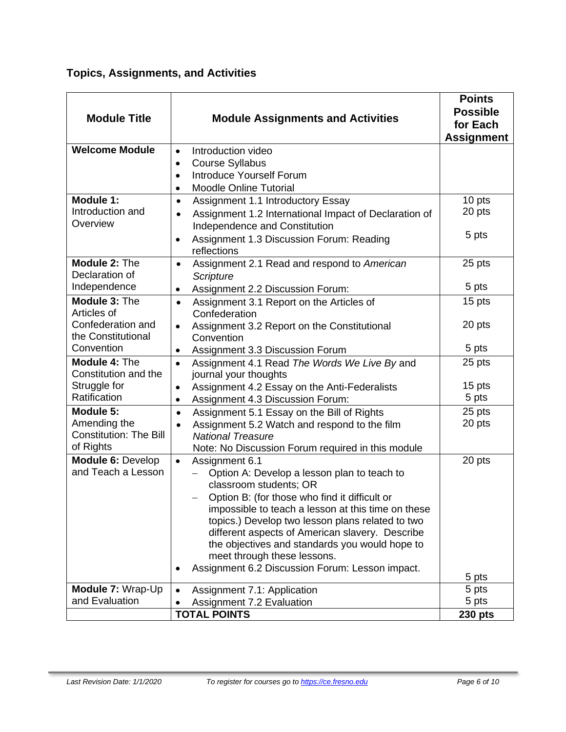## Topics, Assignments, and Activities

| Module Title | Module Assignments and Activities | Points Possible for Each Assignment |
|---|---|---|
| **Welcome Module** | • Introduction video<br>• Course Syllabus<br>• Introduce Yourself Forum<br>• Moodle Online Tutorial | |
| **Module 1:** Introduction and Overview | • Assignment 1.1 Introductory Essay<br>• Assignment 1.2 International Impact of Declaration of Independence and Constitution<br>• Assignment 1.3 Discussion Forum: Reading reflections | 10 pts<br>20 pts<br>5 pts |
| **Module 2:** The Declaration of Independence | • Assignment 2.1 Read and respond to *American Scripture*<br>• Assignment 2.2 Discussion Forum: | 25 pts<br>5 pts |
| **Module 3:** The Articles of Confederation and the Constitutional Convention | • Assignment 3.1 Report on the Articles of Confederation<br>• Assignment 3.2 Report on the Constitutional Convention<br>• Assignment 3.3 Discussion Forum | 15 pts<br>20 pts<br>5 pts |
| **Module 4:** The Constitution and the Struggle for Ratification | • Assignment 4.1 Read *The Words We Live By* and journal your thoughts<br>• Assignment 4.2 Essay on the Anti-Federalists<br>• Assignment 4.3 Discussion Forum: | 25 pts<br>15 pts<br>5 pts |
| **Module 5:** Amending the Constitution: The Bill of Rights | • Assignment 5.1 Essay on the Bill of Rights<br>• Assignment 5.2 Watch and respond to the film *National Treasure*<br>Note: No Discussion Forum required in this module | 25 pts<br>20 pts |
| **Module 6:** Develop and Teach a Lesson | • Assignment 6.1<br>– Option A: Develop a lesson plan to teach to classroom students; OR<br>– Option B: (for those who find it difficult or impossible to teach a lesson at this time on these topics.) Develop two lesson plans related to two different aspects of American slavery. Describe the objectives and standards you would hope to meet through these lessons.<br>• Assignment 6.2 Discussion Forum: Lesson impact. | 20 pts<br>5 pts |
| **Module 7:** Wrap-Up and Evaluation | • Assignment 7.1: Application<br>• Assignment 7.2 Evaluation | 5 pts<br>5 pts |
| | **TOTAL POINTS** | **230 pts** |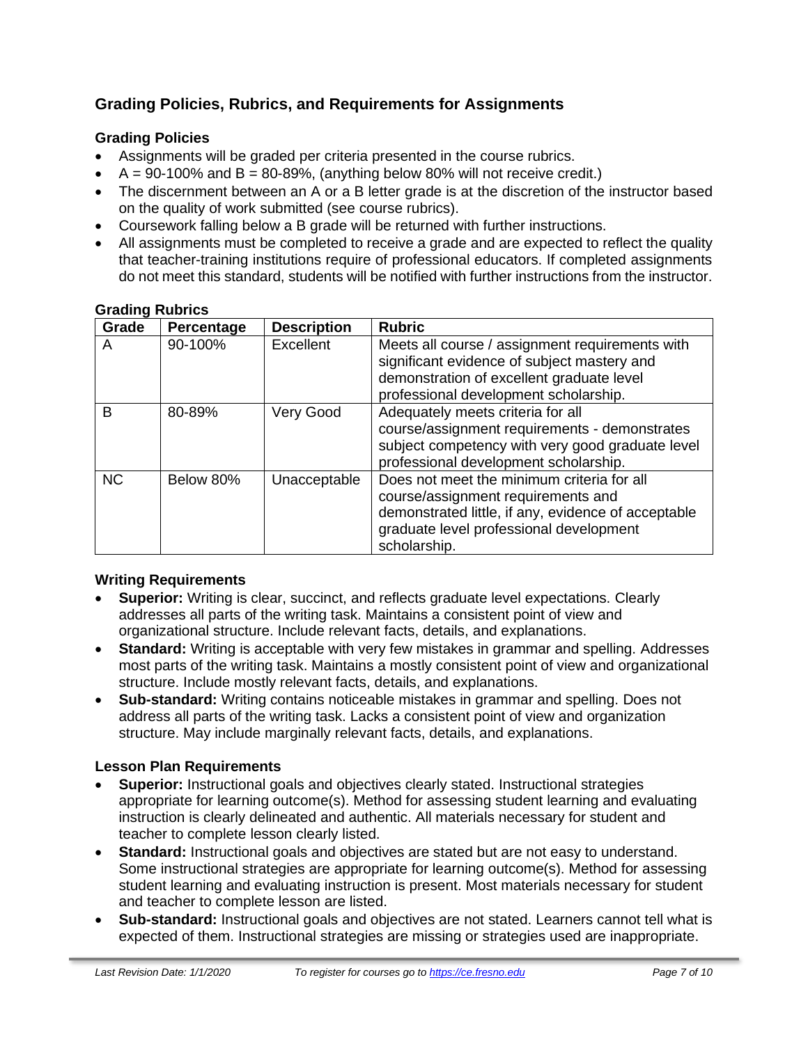## Grading Policies, Rubrics, and Requirements for Assignments

### Grading Policies

- Assignments will be graded per criteria presented in the course rubrics.
- A = 90-100% and B = 80-89%, (anything below 80% will not receive credit.)
- The discernment between an A or a B letter grade is at the discretion of the instructor based on the quality of work submitted (see course rubrics).
- Coursework falling below a B grade will be returned with further instructions.
- All assignments must be completed to receive a grade and are expected to reflect the quality that teacher-training institutions require of professional educators. If completed assignments do not meet this standard, students will be notified with further instructions from the instructor.

### Grading Rubrics

| Grade | Percentage | Description | Rubric |
| --- | --- | --- | --- |
| A | 90-100% | Excellent | Meets all course / assignment requirements with significant evidence of subject mastery and demonstration of excellent graduate level professional development scholarship. |
| B | 80-89% | Very Good | Adequately meets criteria for all course/assignment requirements - demonstrates subject competency with very good graduate level professional development scholarship. |
| NC | Below 80% | Unacceptable | Does not meet the minimum criteria for all course/assignment requirements and demonstrated little, if any, evidence of acceptable graduate level professional development scholarship. |

### Writing Requirements

- **Superior:** Writing is clear, succinct, and reflects graduate level expectations. Clearly addresses all parts of the writing task. Maintains a consistent point of view and organizational structure. Include relevant facts, details, and explanations.
- **Standard:** Writing is acceptable with very few mistakes in grammar and spelling. Addresses most parts of the writing task. Maintains a mostly consistent point of view and organizational structure. Include mostly relevant facts, details, and explanations.
- **Sub-standard:** Writing contains noticeable mistakes in grammar and spelling. Does not address all parts of the writing task. Lacks a consistent point of view and organization structure. May include marginally relevant facts, details, and explanations.

### Lesson Plan Requirements

- **Superior:** Instructional goals and objectives clearly stated. Instructional strategies appropriate for learning outcome(s). Method for assessing student learning and evaluating instruction is clearly delineated and authentic. All materials necessary for student and teacher to complete lesson clearly listed.
- **Standard:** Instructional goals and objectives are stated but are not easy to understand. Some instructional strategies are appropriate for learning outcome(s). Method for assessing student learning and evaluating instruction is present. Most materials necessary for student and teacher to complete lesson are listed.
- **Sub-standard:** Instructional goals and objectives are not stated. Learners cannot tell what is expected of them. Instructional strategies are missing or strategies used are inappropriate.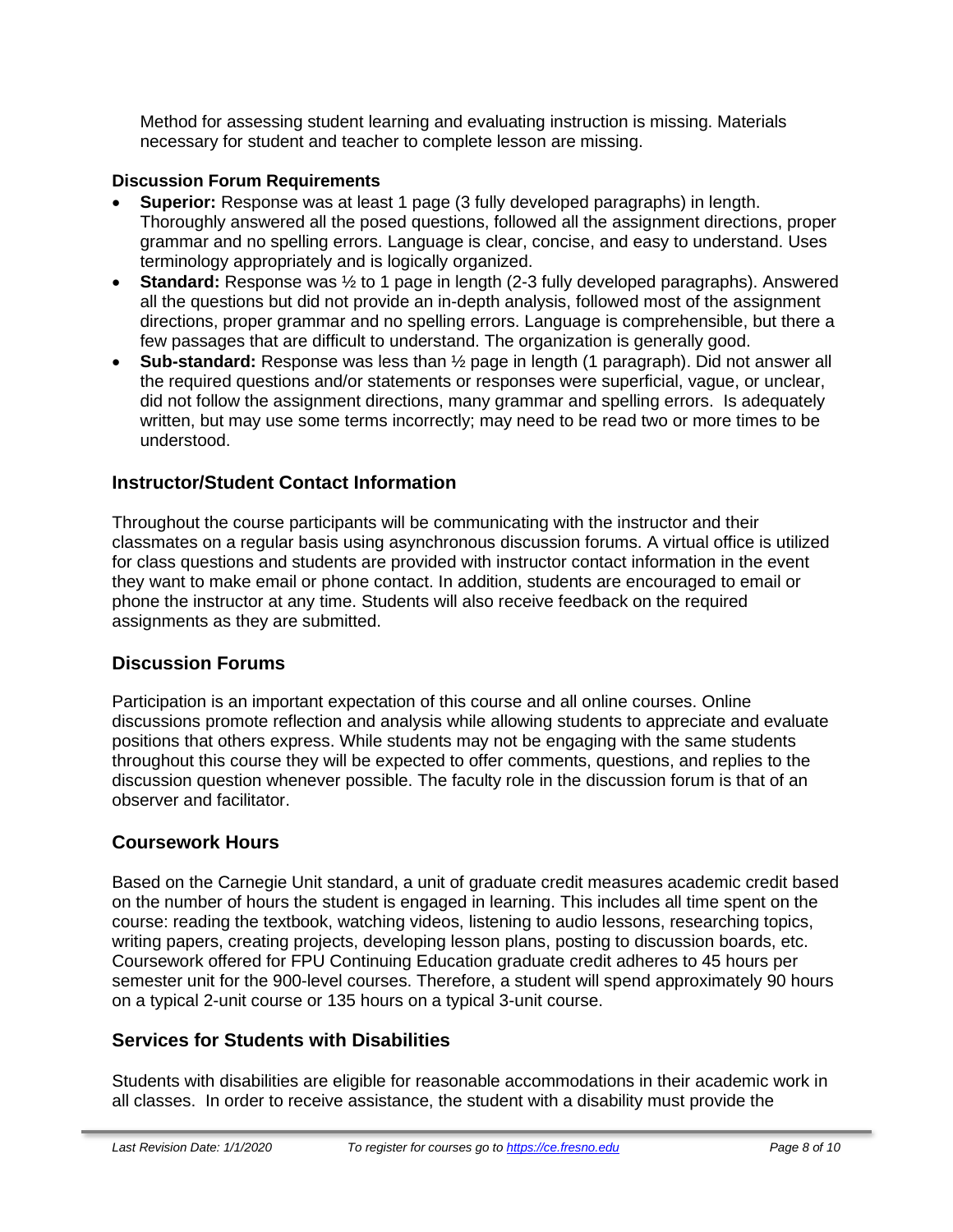Method for assessing student learning and evaluating instruction is missing. Materials necessary for student and teacher to complete lesson are missing.

**Discussion Forum Requirements**

- **Superior:** Response was at least 1 page (3 fully developed paragraphs) in length. Thoroughly answered all the posed questions, followed all the assignment directions, proper grammar and no spelling errors. Language is clear, concise, and easy to understand. Uses terminology appropriately and is logically organized.
- **Standard:** Response was ½ to 1 page in length (2-3 fully developed paragraphs). Answered all the questions but did not provide an in-depth analysis, followed most of the assignment directions, proper grammar and no spelling errors. Language is comprehensible, but there a few passages that are difficult to understand. The organization is generally good.
- **Sub-standard:** Response was less than ½ page in length (1 paragraph). Did not answer all the required questions and/or statements or responses were superficial, vague, or unclear, did not follow the assignment directions, many grammar and spelling errors. Is adequately written, but may use some terms incorrectly; may need to be read two or more times to be understood.

## Instructor/Student Contact Information

Throughout the course participants will be communicating with the instructor and their classmates on a regular basis using asynchronous discussion forums. A virtual office is utilized for class questions and students are provided with instructor contact information in the event they want to make email or phone contact. In addition, students are encouraged to email or phone the instructor at any time. Students will also receive feedback on the required assignments as they are submitted.

## Discussion Forums

Participation is an important expectation of this course and all online courses. Online discussions promote reflection and analysis while allowing students to appreciate and evaluate positions that others express. While students may not be engaging with the same students throughout this course they will be expected to offer comments, questions, and replies to the discussion question whenever possible. The faculty role in the discussion forum is that of an observer and facilitator.

## Coursework Hours

Based on the Carnegie Unit standard, a unit of graduate credit measures academic credit based on the number of hours the student is engaged in learning. This includes all time spent on the course: reading the textbook, watching videos, listening to audio lessons, researching topics, writing papers, creating projects, developing lesson plans, posting to discussion boards, etc. Coursework offered for FPU Continuing Education graduate credit adheres to 45 hours per semester unit for the 900-level courses. Therefore, a student will spend approximately 90 hours on a typical 2-unit course or 135 hours on a typical 3-unit course.

## Services for Students with Disabilities

Students with disabilities are eligible for reasonable accommodations in their academic work in all classes. In order to receive assistance, the student with a disability must provide the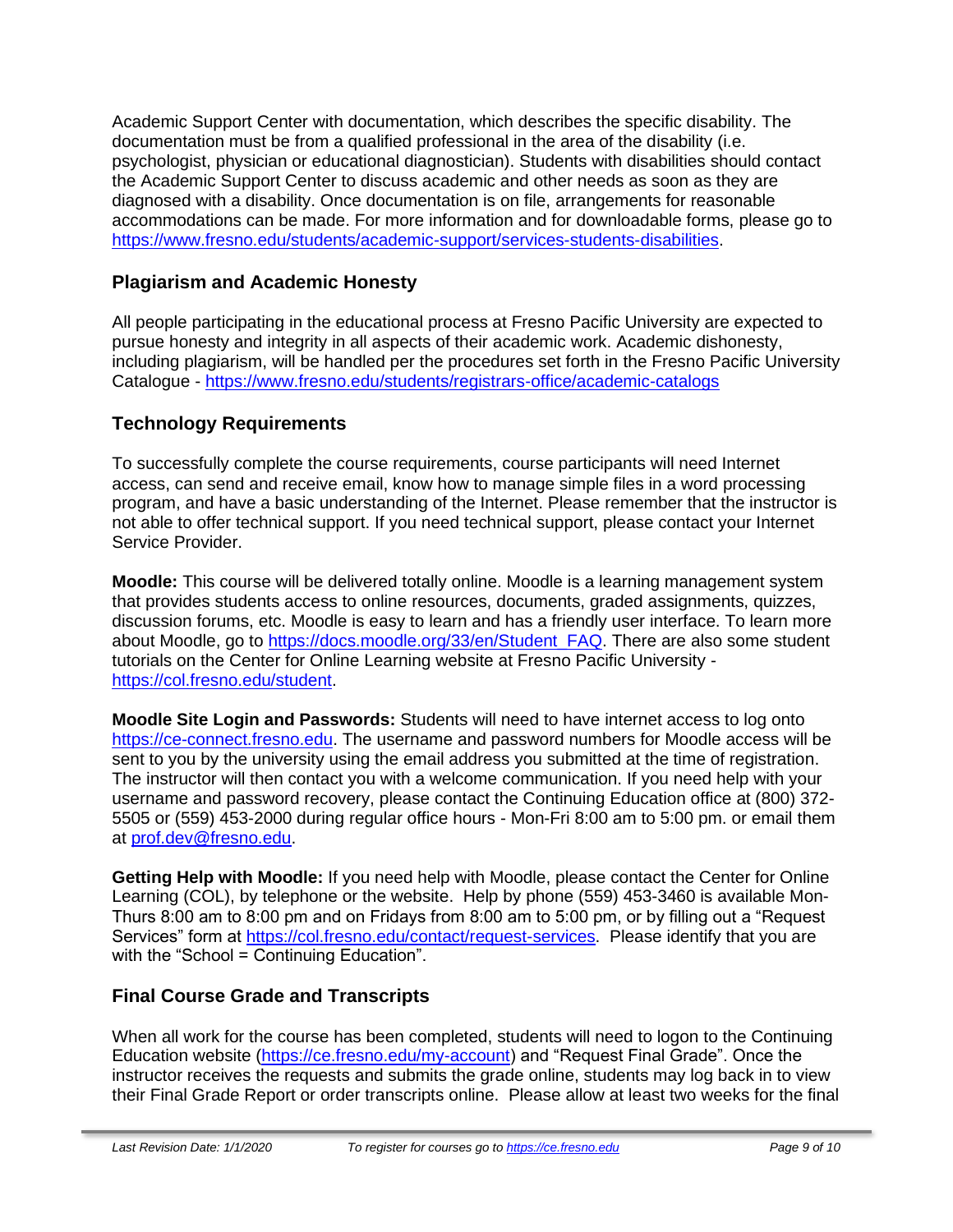Academic Support Center with documentation, which describes the specific disability. The documentation must be from a qualified professional in the area of the disability (i.e. psychologist, physician or educational diagnostician). Students with disabilities should contact the Academic Support Center to discuss academic and other needs as soon as they are diagnosed with a disability. Once documentation is on file, arrangements for reasonable accommodations can be made. For more information and for downloadable forms, please go to https://www.fresno.edu/students/academic-support/services-students-disabilities.

## Plagiarism and Academic Honesty

All people participating in the educational process at Fresno Pacific University are expected to pursue honesty and integrity in all aspects of their academic work. Academic dishonesty, including plagiarism, will be handled per the procedures set forth in the Fresno Pacific University Catalogue - https://www.fresno.edu/students/registrars-office/academic-catalogs

## Technology Requirements

To successfully complete the course requirements, course participants will need Internet access, can send and receive email, know how to manage simple files in a word processing program, and have a basic understanding of the Internet. Please remember that the instructor is not able to offer technical support. If you need technical support, please contact your Internet Service Provider.

**Moodle:** This course will be delivered totally online. Moodle is a learning management system that provides students access to online resources, documents, graded assignments, quizzes, discussion forums, etc. Moodle is easy to learn and has a friendly user interface. To learn more about Moodle, go to https://docs.moodle.org/33/en/Student_FAQ. There are also some student tutorials on the Center for Online Learning website at Fresno Pacific University - https://col.fresno.edu/student.

**Moodle Site Login and Passwords:** Students will need to have internet access to log onto https://ce-connect.fresno.edu. The username and password numbers for Moodle access will be sent to you by the university using the email address you submitted at the time of registration. The instructor will then contact you with a welcome communication. If you need help with your username and password recovery, please contact the Continuing Education office at (800) 372-5505 or (559) 453-2000 during regular office hours - Mon-Fri 8:00 am to 5:00 pm. or email them at prof.dev@fresno.edu.

**Getting Help with Moodle:** If you need help with Moodle, please contact the Center for Online Learning (COL), by telephone or the website. Help by phone (559) 453-3460 is available Mon-Thurs 8:00 am to 8:00 pm and on Fridays from 8:00 am to 5:00 pm, or by filling out a "Request Services" form at https://col.fresno.edu/contact/request-services. Please identify that you are with the "School = Continuing Education".

## Final Course Grade and Transcripts

When all work for the course has been completed, students will need to logon to the Continuing Education website (https://ce.fresno.edu/my-account) and "Request Final Grade". Once the instructor receives the requests and submits the grade online, students may log back in to view their Final Grade Report or order transcripts online. Please allow at least two weeks for the final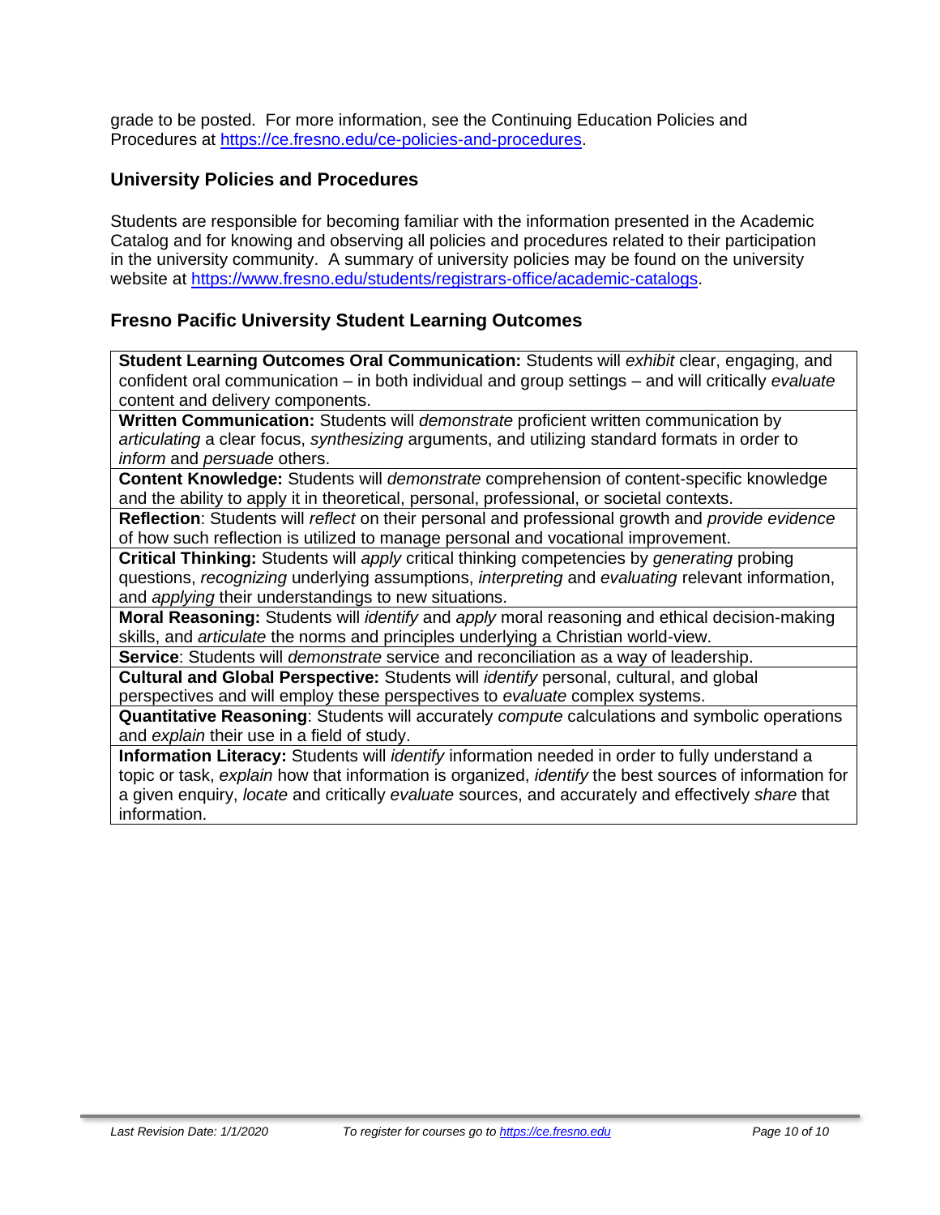grade to be posted. For more information, see the Continuing Education Policies and Procedures at https://ce.fresno.edu/ce-policies-and-procedures.

## University Policies and Procedures

Students are responsible for becoming familiar with the information presented in the Academic Catalog and for knowing and observing all policies and procedures related to their participation in the university community. A summary of university policies may be found on the university website at https://www.fresno.edu/students/registrars-office/academic-catalogs.

## Fresno Pacific University Student Learning Outcomes

| |
|---|
| **Student Learning Outcomes Oral Communication:** Students will *exhibit* clear, engaging, and confident oral communication – in both individual and group settings – and will critically *evaluate* content and delivery components. |
| **Written Communication:** Students will *demonstrate* proficient written communication by *articulating* a clear focus, *synthesizing* arguments, and utilizing standard formats in order to *inform* and *persuade* others. |
| **Content Knowledge:** Students will *demonstrate* comprehension of content-specific knowledge and the ability to apply it in theoretical, personal, professional, or societal contexts. |
| **Reflection**: Students will *reflect* on their personal and professional growth and *provide evidence* of how such reflection is utilized to manage personal and vocational improvement. |
| **Critical Thinking:** Students will *apply* critical thinking competencies by *generating* probing questions, *recognizing* underlying assumptions, *interpreting* and *evaluating* relevant information, and *applying* their understandings to new situations. |
| **Moral Reasoning:** Students will *identify* and *apply* moral reasoning and ethical decision-making skills, and *articulate* the norms and principles underlying a Christian world-view. |
| **Service**: Students will *demonstrate* service and reconciliation as a way of leadership. |
| **Cultural and Global Perspective:** Students will *identify* personal, cultural, and global perspectives and will employ these perspectives to *evaluate* complex systems. |
| **Quantitative Reasoning**: Students will accurately *compute* calculations and symbolic operations and *explain* their use in a field of study. |
| **Information Literacy:** Students will *identify* information needed in order to fully understand a topic or task, *explain* how that information is organized, *identify* the best sources of information for a given enquiry, *locate* and critically *evaluate* sources, and accurately and effectively *share* that information. |